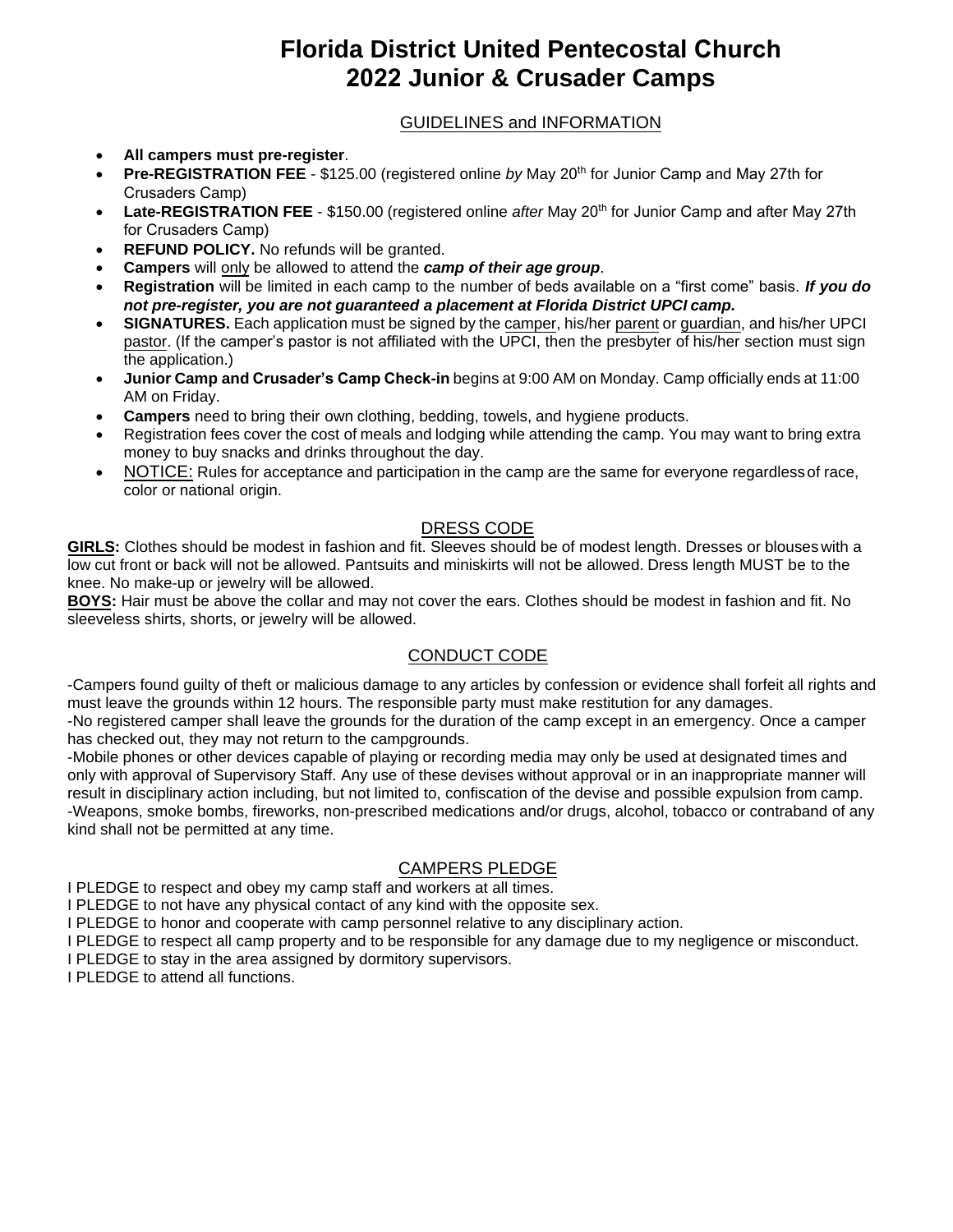# Florida District United Pentecostal Church
# 2022 Junior & Crusader Camps

## GUIDELINES and INFORMATION

- **All campers must pre-register**.
- **Pre-REGISTRATION FEE** - $125.00 (registered online *by* May 20th for Junior Camp and May 27th for Crusaders Camp)
- **Late-REGISTRATION FEE** - $150.00 (registered online *after* May 20th for Junior Camp and after May 27th for Crusaders Camp)
- **REFUND POLICY.** No refunds will be granted.
- **Campers** will only be allowed to attend the ***camp of their age group***.
- **Registration** will be limited in each camp to the number of beds available on a "first come" basis. ***If you do not pre-register, you are not guaranteed a placement at Florida District UPCI camp.***
- **SIGNATURES.** Each application must be signed by the camper, his/her parent or guardian, and his/her UPCI pastor. (If the camper's pastor is not affiliated with the UPCI, then the presbyter of his/her section must sign the application.)
- **Junior Camp and Crusader's Camp Check-in** begins at 9:00 AM on Monday. Camp officially ends at 11:00 AM on Friday.
- **Campers** need to bring their own clothing, bedding, towels, and hygiene products.
- Registration fees cover the cost of meals and lodging while attending the camp. You may want to bring extra money to buy snacks and drinks throughout the day.
- NOTICE: Rules for acceptance and participation in the camp are the same for everyone regardless of race, color or national origin.

## DRESS CODE

**GIRLS:** Clothes should be modest in fashion and fit. Sleeves should be of modest length. Dresses or blouses with a low cut front or back will not be allowed. Pantsuits and miniskirts will not be allowed. Dress length MUST be to the knee. No make-up or jewelry will be allowed.

**BOYS:** Hair must be above the collar and may not cover the ears. Clothes should be modest in fashion and fit. No sleeveless shirts, shorts, or jewelry will be allowed.

## CONDUCT CODE

-Campers found guilty of theft or malicious damage to any articles by confession or evidence shall forfeit all rights and must leave the grounds within 12 hours. The responsible party must make restitution for any damages.

-No registered camper shall leave the grounds for the duration of the camp except in an emergency. Once a camper has checked out, they may not return to the campgrounds.

-Mobile phones or other devices capable of playing or recording media may only be used at designated times and only with approval of Supervisory Staff. Any use of these devises without approval or in an inappropriate manner will result in disciplinary action including, but not limited to, confiscation of the devise and possible expulsion from camp.

-Weapons, smoke bombs, fireworks, non-prescribed medications and/or drugs, alcohol, tobacco or contraband of any kind shall not be permitted at any time.

## CAMPERS PLEDGE

I PLEDGE to respect and obey my camp staff and workers at all times.

I PLEDGE to not have any physical contact of any kind with the opposite sex.

I PLEDGE to honor and cooperate with camp personnel relative to any disciplinary action.

I PLEDGE to respect all camp property and to be responsible for any damage due to my negligence or misconduct.

I PLEDGE to stay in the area assigned by dormitory supervisors.

I PLEDGE to attend all functions.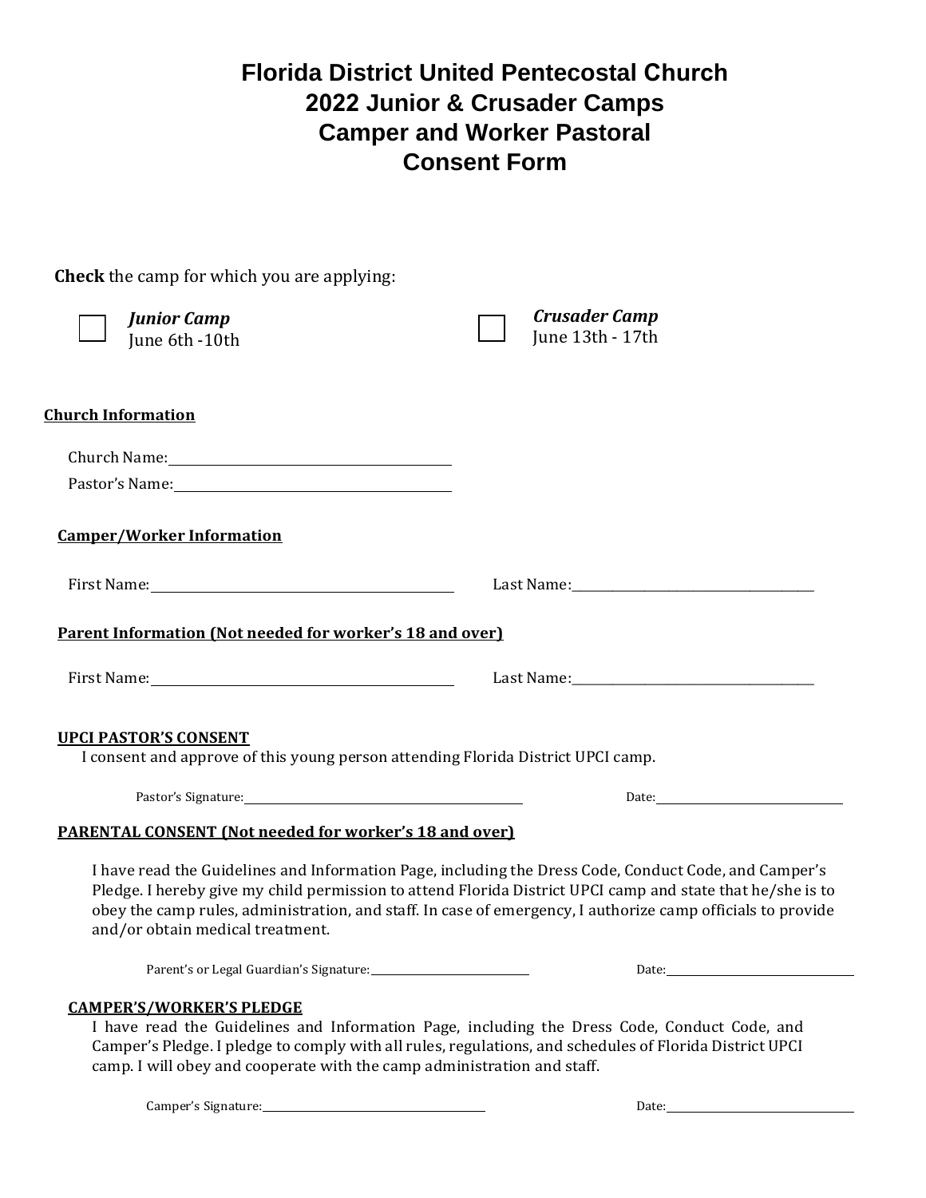# Florida District United Pentecostal Church
# 2022 Junior & Crusader Camps
# Camper and Worker Pastoral
# Consent Form

**Check** the camp for which you are applying:

☐ ***Junior Camp***
June 6th -10th

☐ ***Crusader Camp***
June 13th - 17th

**Church Information**

Church Name: ______________________________

Pastor's Name: ______________________________

**Camper/Worker Information**

First Name: ______________________________ Last Name: ______________________________

**Parent Information (Not needed for worker's 18 and over)**

First Name: ______________________________ Last Name: ______________________________

**UPCI PASTOR'S CONSENT**

I consent and approve of this young person attending Florida District UPCI camp.

Pastor's Signature: ______________________________ Date: ____________________

**PARENTAL CONSENT (Not needed for worker's 18 and over)**

I have read the Guidelines and Information Page, including the Dress Code, Conduct Code, and Camper's Pledge. I hereby give my child permission to attend Florida District UPCI camp and state that he/she is to obey the camp rules, administration, and staff. In case of emergency, I authorize camp officials to provide and/or obtain medical treatment.

Parent's or Legal Guardian's Signature: ____________________ Date: ____________________

**CAMPER'S/WORKER'S PLEDGE**

I have read the Guidelines and Information Page, including the Dress Code, Conduct Code, and Camper's Pledge. I pledge to comply with all rules, regulations, and schedules of Florida District UPCI camp. I will obey and cooperate with the camp administration and staff.

Camper's Signature: ______________________________ Date: ____________________